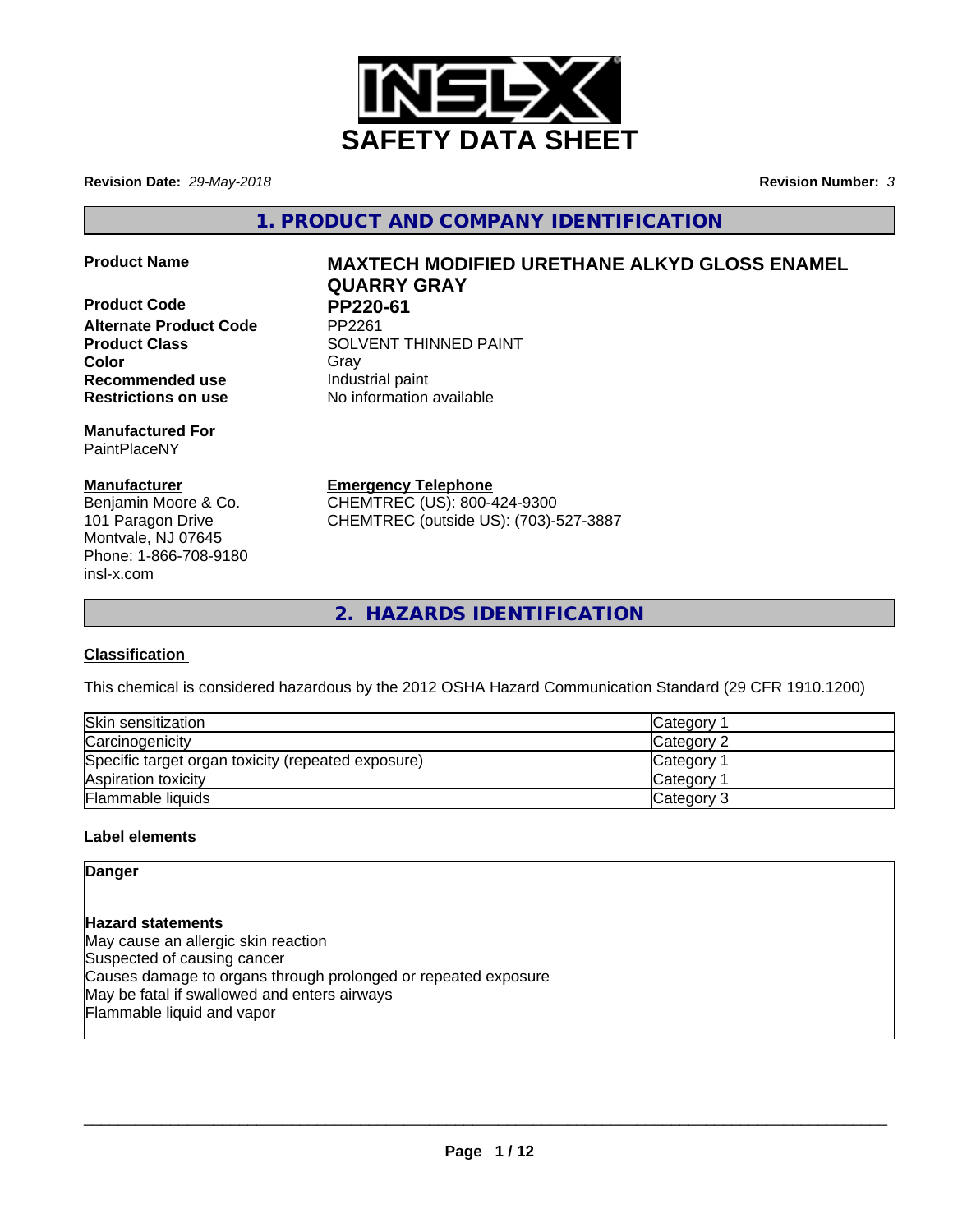# SAFETY DATA SHEET

**Revision Date:** *29-May-2018*

**Revision Number:** *3*

## 1. PRODUCT AND COMPANY IDENTIFICATION

**Product Name** **MAXTECH MODIFIED URETHANE ALKYD GLOSS ENAMEL QUARRY GRAY**

**Product Code** **PP220-61**

**Alternate Product Code** PP2261

**Product Class** SOLVENT THINNED PAINT

**Color** Gray

**Recommended use** Industrial paint

**Restrictions on use** No information available

**Manufactured For**
PaintPlaceNY

**Manufacturer**
Benjamin Moore & Co.
101 Paragon Drive
Montvale, NJ 07645
Phone: 1-866-708-9180
insl-x.com

**Emergency Telephone**
CHEMTREC (US): 800-424-9300
CHEMTREC (outside US): (703)-527-3887

## 2. HAZARDS IDENTIFICATION

**Classification**

This chemical is considered hazardous by the 2012 OSHA Hazard Communication Standard (29 CFR 1910.1200)

| | |
|---|---|
| Skin sensitization | Category 1 |
| Carcinogenicity | Category 2 |
| Specific target organ toxicity (repeated exposure) | Category 1 |
| Aspiration toxicity | Category 1 |
| Flammable liquids | Category 3 |

**Label elements**

**Danger**

**Hazard statements**
May cause an allergic skin reaction
Suspected of causing cancer
Causes damage to organs through prolonged or repeated exposure
May be fatal if swallowed and enters airways
Flammable liquid and vapor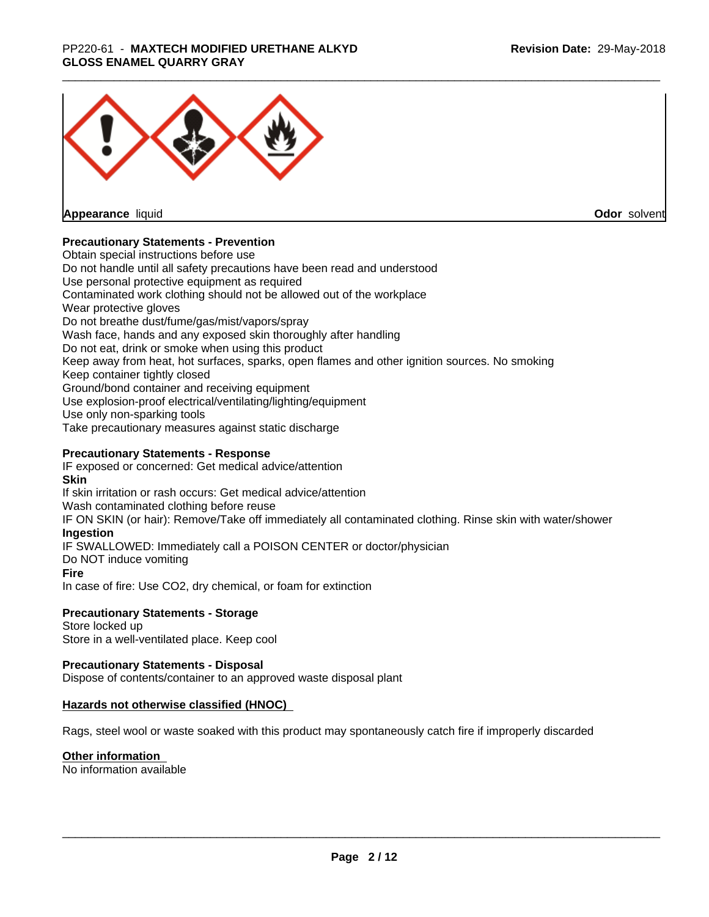**Appearance** liquid **Odor** solvent

**Precautionary Statements - Prevention**

Obtain special instructions before use
Do not handle until all safety precautions have been read and understood
Use personal protective equipment as required
Contaminated work clothing should not be allowed out of the workplace
Wear protective gloves
Do not breathe dust/fume/gas/mist/vapors/spray
Wash face, hands and any exposed skin thoroughly after handling
Do not eat, drink or smoke when using this product
Keep away from heat, hot surfaces, sparks, open flames and other ignition sources. No smoking
Keep container tightly closed
Ground/bond container and receiving equipment
Use explosion-proof electrical/ventilating/lighting/equipment
Use only non-sparking tools
Take precautionary measures against static discharge

**Precautionary Statements - Response**

IF exposed or concerned: Get medical advice/attention

**Skin**

If skin irritation or rash occurs: Get medical advice/attention
Wash contaminated clothing before reuse
IF ON SKIN (or hair): Remove/Take off immediately all contaminated clothing. Rinse skin with water/shower

**Ingestion**

IF SWALLOWED: Immediately call a POISON CENTER or doctor/physician
Do NOT induce vomiting

**Fire**

In case of fire: Use CO2, dry chemical, or foam for extinction

**Precautionary Statements - Storage**

Store locked up
Store in a well-ventilated place. Keep cool

**Precautionary Statements - Disposal**

Dispose of contents/container to an approved waste disposal plant

**Hazards not otherwise classified (HNOC)**

Rags, steel wool or waste soaked with this product may spontaneously catch fire if improperly discarded

**Other information**

No information available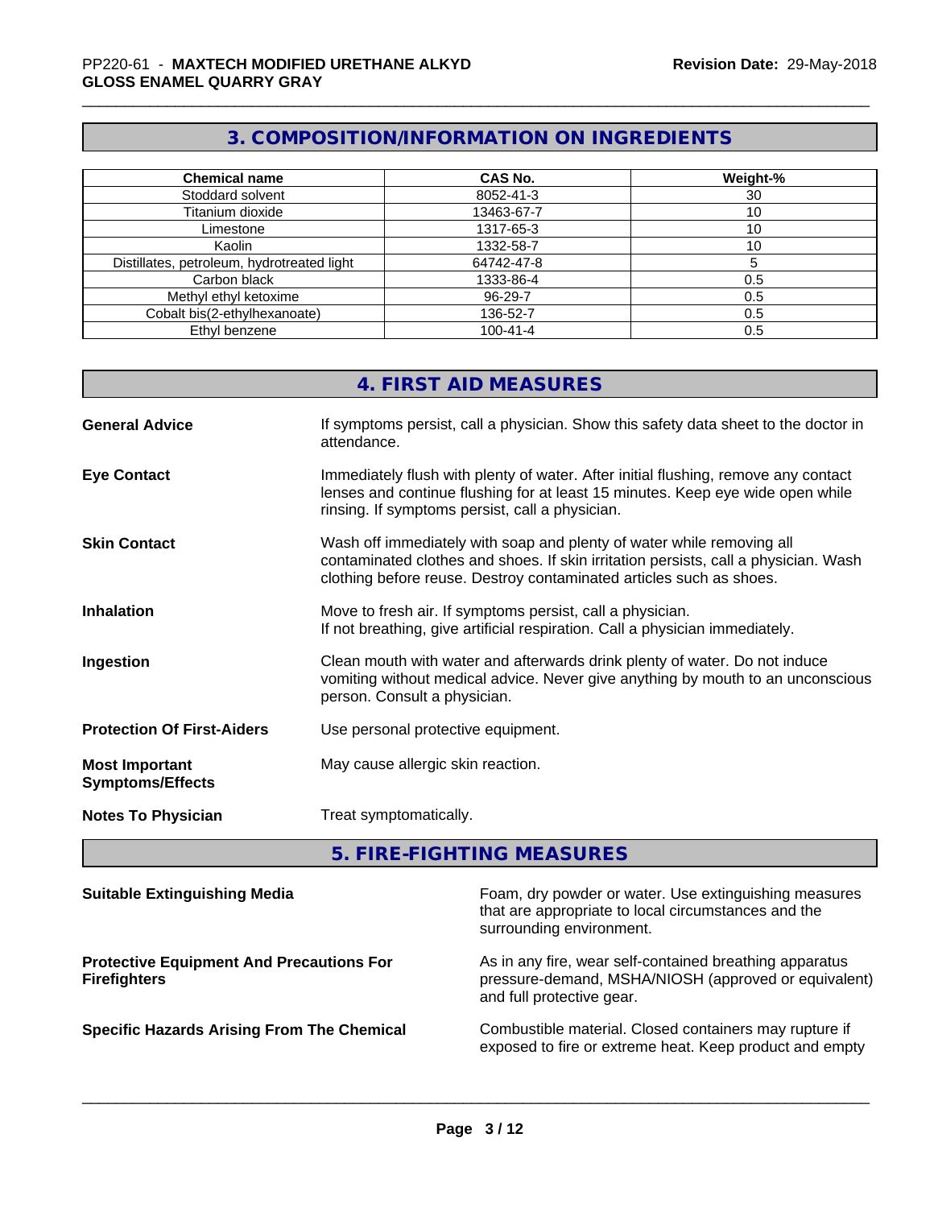## 3. COMPOSITION/INFORMATION ON INGREDIENTS

| Chemical name | CAS No. | Weight-% |
|---|---|---|
| Stoddard solvent | 8052-41-3 | 30 |
| Titanium dioxide | 13463-67-7 | 10 |
| Limestone | 1317-65-3 | 10 |
| Kaolin | 1332-58-7 | 10 |
| Distillates, petroleum, hydrotreated light | 64742-47-8 | 5 |
| Carbon black | 1333-86-4 | 0.5 |
| Methyl ethyl ketoxime | 96-29-7 | 0.5 |
| Cobalt bis(2-ethylhexanoate) | 136-52-7 | 0.5 |
| Ethyl benzene | 100-41-4 | 0.5 |

## 4. FIRST AID MEASURES

**General Advice** — If symptoms persist, call a physician. Show this safety data sheet to the doctor in attendance.

**Eye Contact** — Immediately flush with plenty of water. After initial flushing, remove any contact lenses and continue flushing for at least 15 minutes. Keep eye wide open while rinsing. If symptoms persist, call a physician.

**Skin Contact** — Wash off immediately with soap and plenty of water while removing all contaminated clothes and shoes. If skin irritation persists, call a physician. Wash clothing before reuse. Destroy contaminated articles such as shoes.

**Inhalation** — Move to fresh air. If symptoms persist, call a physician.
If not breathing, give artificial respiration. Call a physician immediately.

**Ingestion** — Clean mouth with water and afterwards drink plenty of water. Do not induce vomiting without medical advice. Never give anything by mouth to an unconscious person. Consult a physician.

**Protection Of First-Aiders** — Use personal protective equipment.

**Most Important Symptoms/Effects** — May cause allergic skin reaction.

**Notes To Physician** — Treat symptomatically.

## 5. FIRE-FIGHTING MEASURES

**Suitable Extinguishing Media** — Foam, dry powder or water. Use extinguishing measures that are appropriate to local circumstances and the surrounding environment.

**Protective Equipment And Precautions For Firefighters** — As in any fire, wear self-contained breathing apparatus pressure-demand, MSHA/NIOSH (approved or equivalent) and full protective gear.

**Specific Hazards Arising From The Chemical** — Combustible material. Closed containers may rupture if exposed to fire or extreme heat. Keep product and empty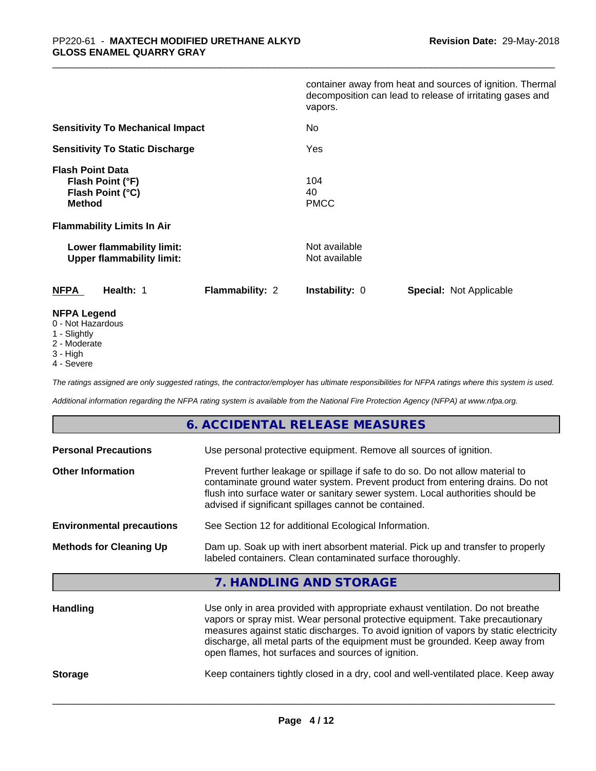| | |
|---|---|
| | container away from heat and sources of ignition. Thermal decomposition can lead to release of irritating gases and vapors. |
| **Sensitivity To Mechanical Impact** | No |
| **Sensitivity To Static Discharge** | Yes |
| **Flash Point Data** | |
| **Flash Point (°F)** | 104 |
| **Flash Point (°C)** | 40 |
| **Method** | PMCC |
| **Flammability Limits In Air** | |
| **Lower flammability limit:** | Not available |
| **Upper flammability limit:** | Not available |

| **NFPA** | **Health:** 1 | **Flammability:** 2 | **Instability:** 0 | **Special:** Not Applicable |
|---|---|---|---|---|

**NFPA Legend**
- 0 - Not Hazardous
- 1 - Slightly
- 2 - Moderate
- 3 - High
- 4 - Severe

*The ratings assigned are only suggested ratings, the contractor/employer has ultimate responsibilities for NFPA ratings where this system is used.*

*Additional information regarding the NFPA rating system is available from the National Fire Protection Agency (NFPA) at www.nfpa.org.*

## 6. ACCIDENTAL RELEASE MEASURES

| | |
|---|---|
| **Personal Precautions** | Use personal protective equipment. Remove all sources of ignition. |
| **Other Information** | Prevent further leakage or spillage if safe to do so. Do not allow material to contaminate ground water system. Prevent product from entering drains. Do not flush into surface water or sanitary sewer system. Local authorities should be advised if significant spillages cannot be contained. |
| **Environmental precautions** | See Section 12 for additional Ecological Information. |
| **Methods for Cleaning Up** | Dam up. Soak up with inert absorbent material. Pick up and transfer to properly labeled containers. Clean contaminated surface thoroughly. |

## 7. HANDLING AND STORAGE

| | |
|---|---|
| **Handling** | Use only in area provided with appropriate exhaust ventilation. Do not breathe vapors or spray mist. Wear personal protective equipment. Take precautionary measures against static discharges. To avoid ignition of vapors by static electricity discharge, all metal parts of the equipment must be grounded. Keep away from open flames, hot surfaces and sources of ignition. |
| **Storage** | Keep containers tightly closed in a dry, cool and well-ventilated place. Keep away |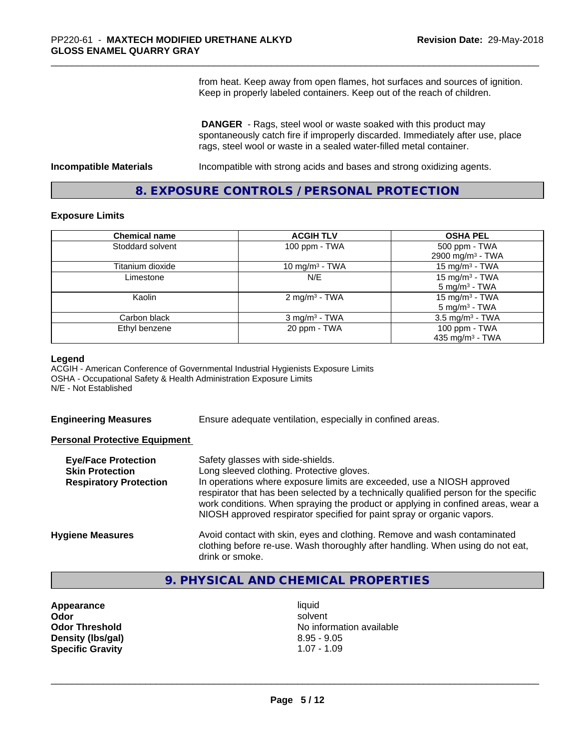from heat. Keep away from open flames, hot surfaces and sources of ignition. Keep in properly labeled containers. Keep out of the reach of children.

**DANGER** - Rags, steel wool or waste soaked with this product may spontaneously catch fire if improperly discarded. Immediately after use, place rags, steel wool or waste in a sealed water-filled metal container.

**Incompatible Materials** Incompatible with strong acids and bases and strong oxidizing agents.

## 8. EXPOSURE CONTROLS / PERSONAL PROTECTION

### Exposure Limits

| Chemical name | ACGIH TLV | OSHA PEL |
|---|---|---|
| Stoddard solvent | 100 ppm - TWA | 500 ppm - TWA<br>2900 mg/m³ - TWA |
| Titanium dioxide | 10 mg/m³ - TWA | 15 mg/m³ - TWA |
| Limestone | N/E | 15 mg/m³ - TWA<br>5 mg/m³ - TWA |
| Kaolin | 2 mg/m³ - TWA | 15 mg/m³ - TWA<br>5 mg/m³ - TWA |
| Carbon black | 3 mg/m³ - TWA | 3.5 mg/m³ - TWA |
| Ethyl benzene | 20 ppm - TWA | 100 ppm - TWA<br>435 mg/m³ - TWA |

**Legend**
ACGIH - American Conference of Governmental Industrial Hygienists Exposure Limits
OSHA - Occupational Safety & Health Administration Exposure Limits
N/E - Not Established

**Engineering Measures** Ensure adequate ventilation, especially in confined areas.

**Personal Protective Equipment**

**Eye/Face Protection** Safety glasses with side-shields.

**Skin Protection** Long sleeved clothing. Protective gloves.

**Respiratory Protection** In operations where exposure limits are exceeded, use a NIOSH approved respirator that has been selected by a technically qualified person for the specific work conditions. When spraying the product or applying in confined areas, wear a NIOSH approved respirator specified for paint spray or organic vapors.

**Hygiene Measures** Avoid contact with skin, eyes and clothing. Remove and wash contaminated clothing before re-use. Wash thoroughly after handling. When using do not eat, drink or smoke.

## 9. PHYSICAL AND CHEMICAL PROPERTIES

| | |
|---|---|
| **Appearance** | liquid |
| **Odor** | solvent |
| **Odor Threshold** | No information available |
| **Density (lbs/gal)** | 8.95 - 9.05 |
| **Specific Gravity** | 1.07 - 1.09 |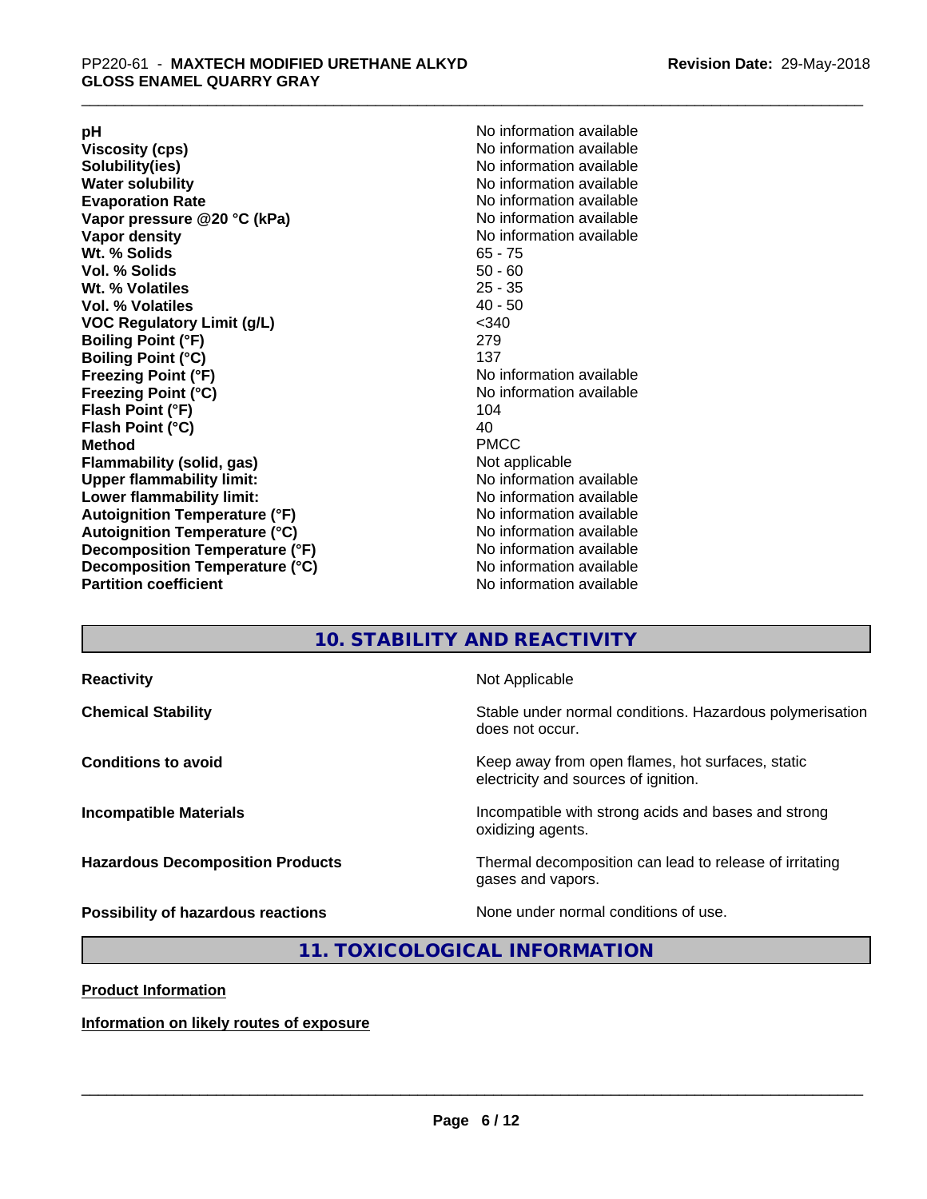| | |
|---|---|
| **pH** | No information available |
| **Viscosity (cps)** | No information available |
| **Solubility(ies)** | No information available |
| **Water solubility** | No information available |
| **Evaporation Rate** | No information available |
| **Vapor pressure @20 °C (kPa)** | No information available |
| **Vapor density** | No information available |
| **Wt. % Solids** | 65 - 75 |
| **Vol. % Solids** | 50 - 60 |
| **Wt. % Volatiles** | 25 - 35 |
| **Vol. % Volatiles** | 40 - 50 |
| **VOC Regulatory Limit (g/L)** | <340 |
| **Boiling Point (°F)** | 279 |
| **Boiling Point (°C)** | 137 |
| **Freezing Point (°F)** | No information available |
| **Freezing Point (°C)** | No information available |
| **Flash Point (°F)** | 104 |
| **Flash Point (°C)** | 40 |
| **Method** | PMCC |
| **Flammability (solid, gas)** | Not applicable |
| **Upper flammability limit:** | No information available |
| **Lower flammability limit:** | No information available |
| **Autoignition Temperature (°F)** | No information available |
| **Autoignition Temperature (°C)** | No information available |
| **Decomposition Temperature (°F)** | No information available |
| **Decomposition Temperature (°C)** | No information available |
| **Partition coefficient** | No information available |

## 10. STABILITY AND REACTIVITY

| | |
|---|---|
| **Reactivity** | Not Applicable |
| **Chemical Stability** | Stable under normal conditions. Hazardous polymerisation does not occur. |
| **Conditions to avoid** | Keep away from open flames, hot surfaces, static electricity and sources of ignition. |
| **Incompatible Materials** | Incompatible with strong acids and bases and strong oxidizing agents. |
| **Hazardous Decomposition Products** | Thermal decomposition can lead to release of irritating gases and vapors. |
| **Possibility of hazardous reactions** | None under normal conditions of use. |

## 11. TOXICOLOGICAL INFORMATION

**Product Information**

**Information on likely routes of exposure**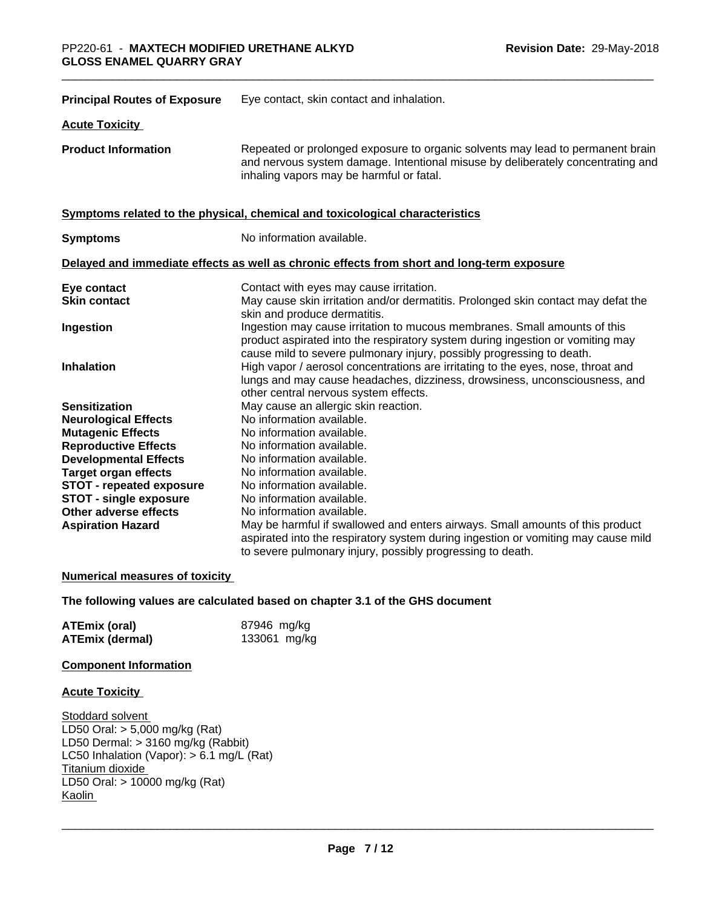**Principal Routes of Exposure** Eye contact, skin contact and inhalation.

**Acute Toxicity**

**Product Information** Repeated or prolonged exposure to organic solvents may lead to permanent brain and nervous system damage. Intentional misuse by deliberately concentrating and inhaling vapors may be harmful or fatal.

**Symptoms related to the physical, chemical and toxicological characteristics**

**Symptoms** No information available.

**Delayed and immediate effects as well as chronic effects from short and long-term exposure**

| | |
|---|---|
| **Eye contact** | Contact with eyes may cause irritation. |
| **Skin contact** | May cause skin irritation and/or dermatitis. Prolonged skin contact may defat the skin and produce dermatitis. |
| **Ingestion** | Ingestion may cause irritation to mucous membranes. Small amounts of this product aspirated into the respiratory system during ingestion or vomiting may cause mild to severe pulmonary injury, possibly progressing to death. |
| **Inhalation** | High vapor / aerosol concentrations are irritating to the eyes, nose, throat and lungs and may cause headaches, dizziness, drowsiness, unconsciousness, and other central nervous system effects. |
| **Sensitization** | May cause an allergic skin reaction. |
| **Neurological Effects** | No information available. |
| **Mutagenic Effects** | No information available. |
| **Reproductive Effects** | No information available. |
| **Developmental Effects** | No information available. |
| **Target organ effects** | No information available. |
| **STOT - repeated exposure** | No information available. |
| **STOT - single exposure** | No information available. |
| **Other adverse effects** | No information available. |
| **Aspiration Hazard** | May be harmful if swallowed and enters airways. Small amounts of this product aspirated into the respiratory system during ingestion or vomiting may cause mild to severe pulmonary injury, possibly progressing to death. |

**Numerical measures of toxicity**

**The following values are calculated based on chapter 3.1 of the GHS document**

| | |
|---|---|
| **ATEmix (oral)** | 87946 mg/kg |
| **ATEmix (dermal)** | 133061 mg/kg |

**Component Information**

**Acute Toxicity**

Stoddard solvent
LD50 Oral: > 5,000 mg/kg (Rat)
LD50 Dermal: > 3160 mg/kg (Rabbit)
LC50 Inhalation (Vapor): > 6.1 mg/L (Rat)
Titanium dioxide
LD50 Oral: > 10000 mg/kg (Rat)
Kaolin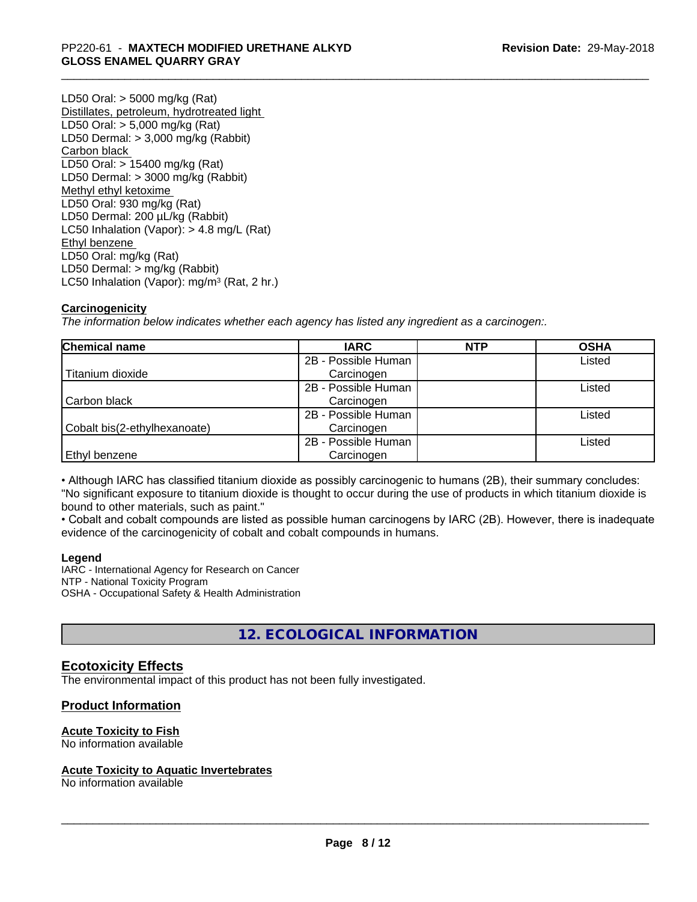LD50 Oral: > 5000 mg/kg (Rat)
Distillates, petroleum, hydrotreated light
LD50 Oral: > 5,000 mg/kg (Rat)
LD50 Dermal: > 3,000 mg/kg (Rabbit)
Carbon black
LD50 Oral: > 15400 mg/kg (Rat)
LD50 Dermal: > 3000 mg/kg (Rabbit)
Methyl ethyl ketoxime
LD50 Oral: 930 mg/kg (Rat)
LD50 Dermal: 200 µL/kg (Rabbit)
LC50 Inhalation (Vapor): > 4.8 mg/L (Rat)
Ethyl benzene
LD50 Oral: mg/kg (Rat)
LD50 Dermal: > mg/kg (Rabbit)
LC50 Inhalation (Vapor): mg/m³ (Rat, 2 hr.)

**Carcinogenicity**

*The information below indicates whether each agency has listed any ingredient as a carcinogen:.*

| Chemical name | IARC | NTP | OSHA |
|---|---|---|---|
| Titanium dioxide | 2B - Possible Human Carcinogen | | Listed |
| Carbon black | 2B - Possible Human Carcinogen | | Listed |
| Cobalt bis(2-ethylhexanoate) | 2B - Possible Human Carcinogen | | Listed |
| Ethyl benzene | 2B - Possible Human Carcinogen | | Listed |

• Although IARC has classified titanium dioxide as possibly carcinogenic to humans (2B), their summary concludes: "No significant exposure to titanium dioxide is thought to occur during the use of products in which titanium dioxide is bound to other materials, such as paint."
• Cobalt and cobalt compounds are listed as possible human carcinogens by IARC (2B). However, there is inadequate evidence of the carcinogenicity of cobalt and cobalt compounds in humans.

**Legend**
IARC - International Agency for Research on Cancer
NTP - National Toxicity Program
OSHA - Occupational Safety & Health Administration

## 12. ECOLOGICAL INFORMATION

### Ecotoxicity Effects

The environmental impact of this product has not been fully investigated.

### Product Information

**Acute Toxicity to Fish**
No information available

**Acute Toxicity to Aquatic Invertebrates**
No information available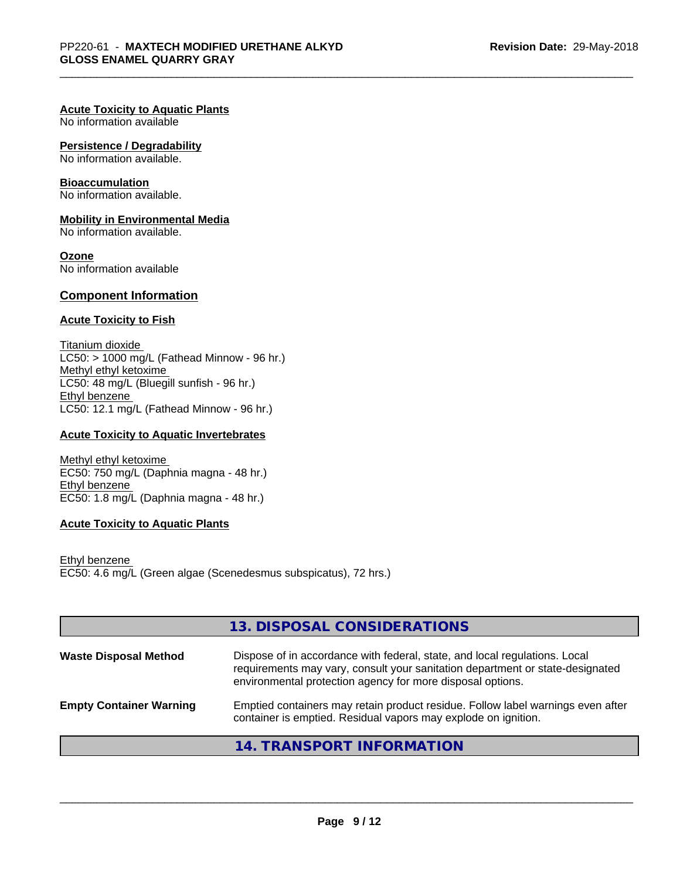**Acute Toxicity to Aquatic Plants**
No information available

**Persistence / Degradability**
No information available.

**Bioaccumulation**
No information available.

**Mobility in Environmental Media**
No information available.

**Ozone**
No information available

## Component Information

**Acute Toxicity to Fish**

Titanium dioxide
LC50: > 1000 mg/L (Fathead Minnow - 96 hr.)
Methyl ethyl ketoxime
LC50: 48 mg/L (Bluegill sunfish - 96 hr.)
Ethyl benzene
LC50: 12.1 mg/L (Fathead Minnow - 96 hr.)

**Acute Toxicity to Aquatic Invertebrates**

Methyl ethyl ketoxime
EC50: 750 mg/L (Daphnia magna - 48 hr.)
Ethyl benzene
EC50: 1.8 mg/L (Daphnia magna - 48 hr.)

**Acute Toxicity to Aquatic Plants**

Ethyl benzene
EC50: 4.6 mg/L (Green algae (Scenedesmus subspicatus), 72 hrs.)

## 13. DISPOSAL CONSIDERATIONS

**Waste Disposal Method** Dispose of in accordance with federal, state, and local regulations. Local requirements may vary, consult your sanitation department or state-designated environmental protection agency for more disposal options.

**Empty Container Warning** Emptied containers may retain product residue. Follow label warnings even after container is emptied. Residual vapors may explode on ignition.

## 14. TRANSPORT INFORMATION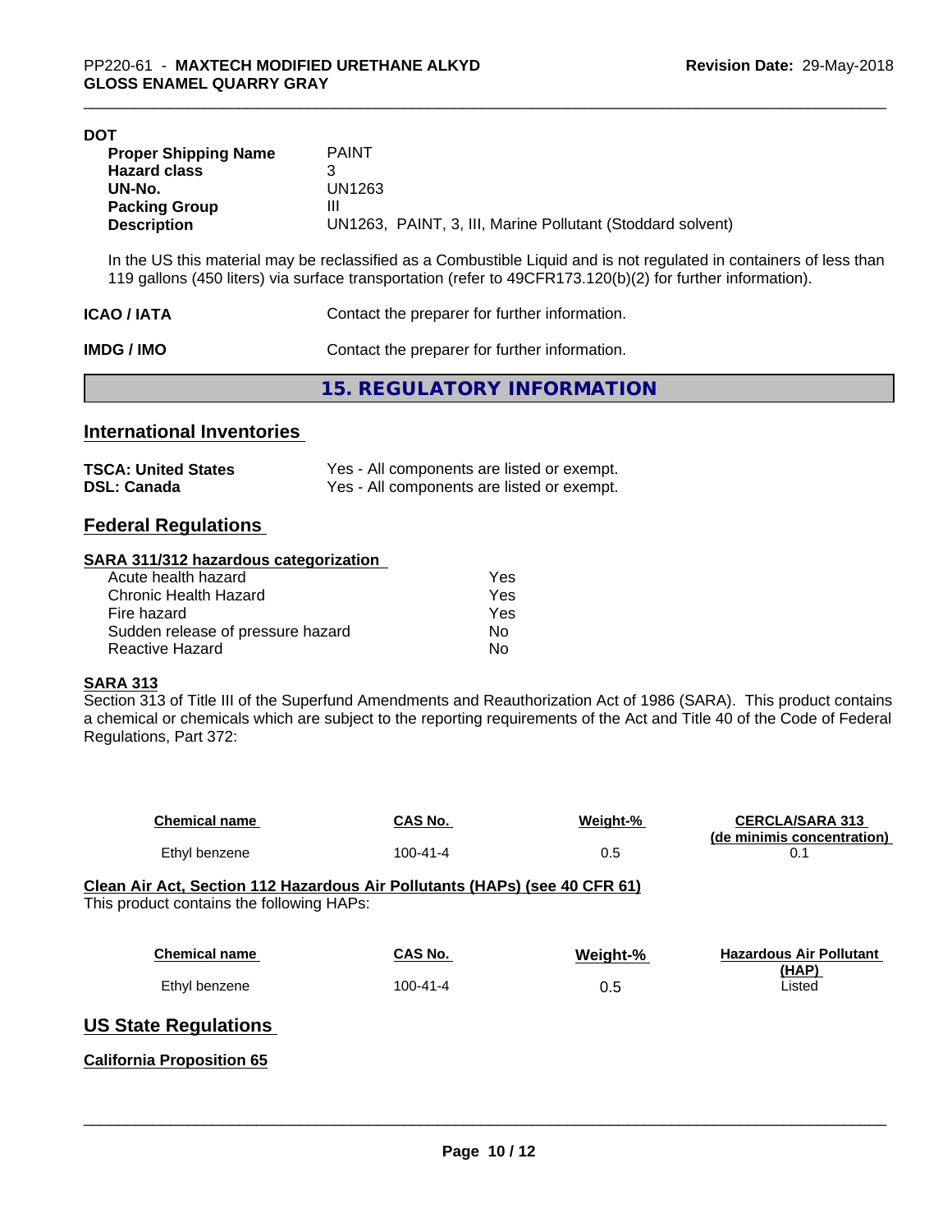**DOT**

| | |
|---|---|
| **Proper Shipping Name** | PAINT |
| **Hazard class** | 3 |
| **UN-No.** | UN1263 |
| **Packing Group** | III |
| **Description** | UN1263, PAINT, 3, III, Marine Pollutant (Stoddard solvent) |

In the US this material may be reclassified as a Combustible Liquid and is not regulated in containers of less than 119 gallons (450 liters) via surface transportation (refer to 49CFR173.120(b)(2) for further information).

**ICAO / IATA** Contact the preparer for further information.

**IMDG / IMO** Contact the preparer for further information.

# 15. REGULATORY INFORMATION

## International Inventories

| | |
|---|---|
| **TSCA: United States** | Yes - All components are listed or exempt. |
| **DSL: Canada** | Yes - All components are listed or exempt. |

## Federal Regulations

**SARA 311/312 hazardous categorization**

| | |
|---|---|
| Acute health hazard | Yes |
| Chronic Health Hazard | Yes |
| Fire hazard | Yes |
| Sudden release of pressure hazard | No |
| Reactive Hazard | No |

**SARA 313**

Section 313 of Title III of the Superfund Amendments and Reauthorization Act of 1986 (SARA). This product contains a chemical or chemicals which are subject to the reporting requirements of the Act and Title 40 of the Code of Federal Regulations, Part 372:

| Chemical name | CAS No. | Weight-% | CERCLA/SARA 313 (de minimis concentration) |
|---|---|---|---|
| Ethyl benzene | 100-41-4 | 0.5 | 0.1 |

**Clean Air Act, Section 112 Hazardous Air Pollutants (HAPs) (see 40 CFR 61)**

This product contains the following HAPs:

| Chemical name | CAS No. | Weight-% | Hazardous Air Pollutant (HAP) |
|---|---|---|---|
| Ethyl benzene | 100-41-4 | 0.5 | Listed |

## US State Regulations

**California Proposition 65**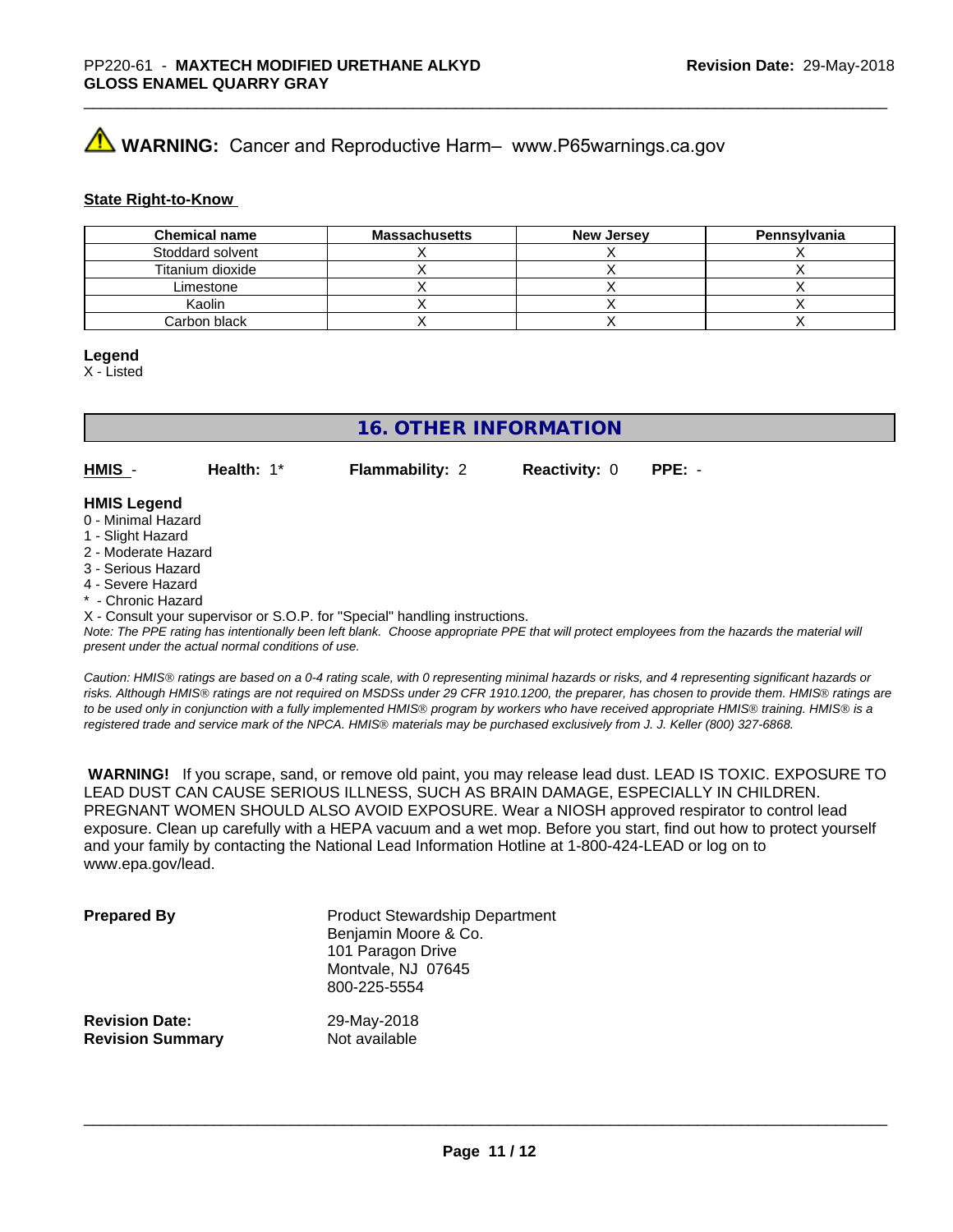**⚠ WARNING:** Cancer and Reproductive Harm– www.P65warnings.ca.gov

**State Right-to-Know**

| Chemical name | Massachusetts | New Jersey | Pennsylvania |
|---|---|---|---|
| Stoddard solvent | X | X | X |
| Titanium dioxide | X | X | X |
| Limestone | X | X | X |
| Kaolin | X | X | X |
| Carbon black | X | X | X |

**Legend**
X - Listed

## 16. OTHER INFORMATION

**HMIS** - **Health:** 1* **Flammability:** 2 **Reactivity:** 0 **PPE:** -

**HMIS Legend**
0 - Minimal Hazard
1 - Slight Hazard
2 - Moderate Hazard
3 - Serious Hazard
4 - Severe Hazard
* - Chronic Hazard
X - Consult your supervisor or S.O.P. for "Special" handling instructions.
*Note: The PPE rating has intentionally been left blank. Choose appropriate PPE that will protect employees from the hazards the material will present under the actual normal conditions of use.*

*Caution: HMIS® ratings are based on a 0-4 rating scale, with 0 representing minimal hazards or risks, and 4 representing significant hazards or risks. Although HMIS® ratings are not required on MSDSs under 29 CFR 1910.1200, the preparer, has chosen to provide them. HMIS® ratings are to be used only in conjunction with a fully implemented HMIS® program by workers who have received appropriate HMIS® training. HMIS® is a registered trade and service mark of the NPCA. HMIS® materials may be purchased exclusively from J. J. Keller (800) 327-6868.*

**WARNING!** If you scrape, sand, or remove old paint, you may release lead dust. LEAD IS TOXIC. EXPOSURE TO LEAD DUST CAN CAUSE SERIOUS ILLNESS, SUCH AS BRAIN DAMAGE, ESPECIALLY IN CHILDREN. PREGNANT WOMEN SHOULD ALSO AVOID EXPOSURE. Wear a NIOSH approved respirator to control lead exposure. Clean up carefully with a HEPA vacuum and a wet mop. Before you start, find out how to protect yourself and your family by contacting the National Lead Information Hotline at 1-800-424-LEAD or log on to www.epa.gov/lead.

**Prepared By**
Product Stewardship Department
Benjamin Moore & Co.
101 Paragon Drive
Montvale, NJ 07645
800-225-5554

**Revision Date:** 29-May-2018
**Revision Summary** Not available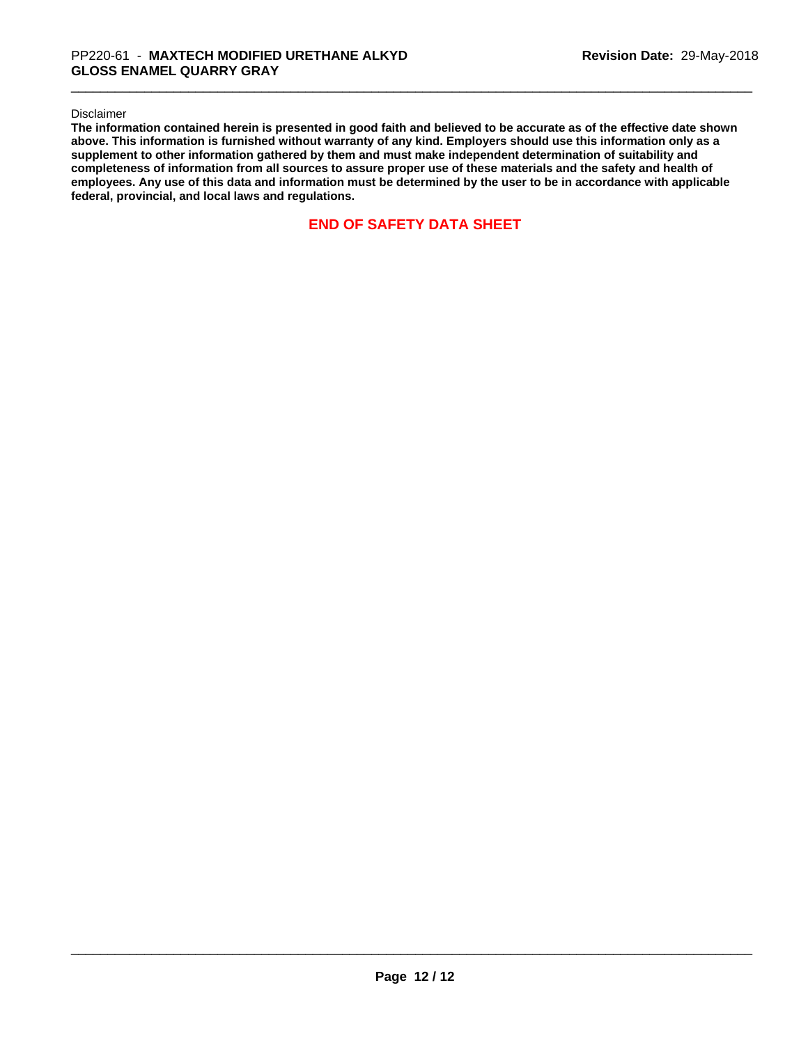Disclaimer

**The information contained herein is presented in good faith and believed to be accurate as of the effective date shown above. This information is furnished without warranty of any kind. Employers should use this information only as a supplement to other information gathered by them and must make independent determination of suitability and completeness of information from all sources to assure proper use of these materials and the safety and health of employees. Any use of this data and information must be determined by the user to be in accordance with applicable federal, provincial, and local laws and regulations.**

**END OF SAFETY DATA SHEET**